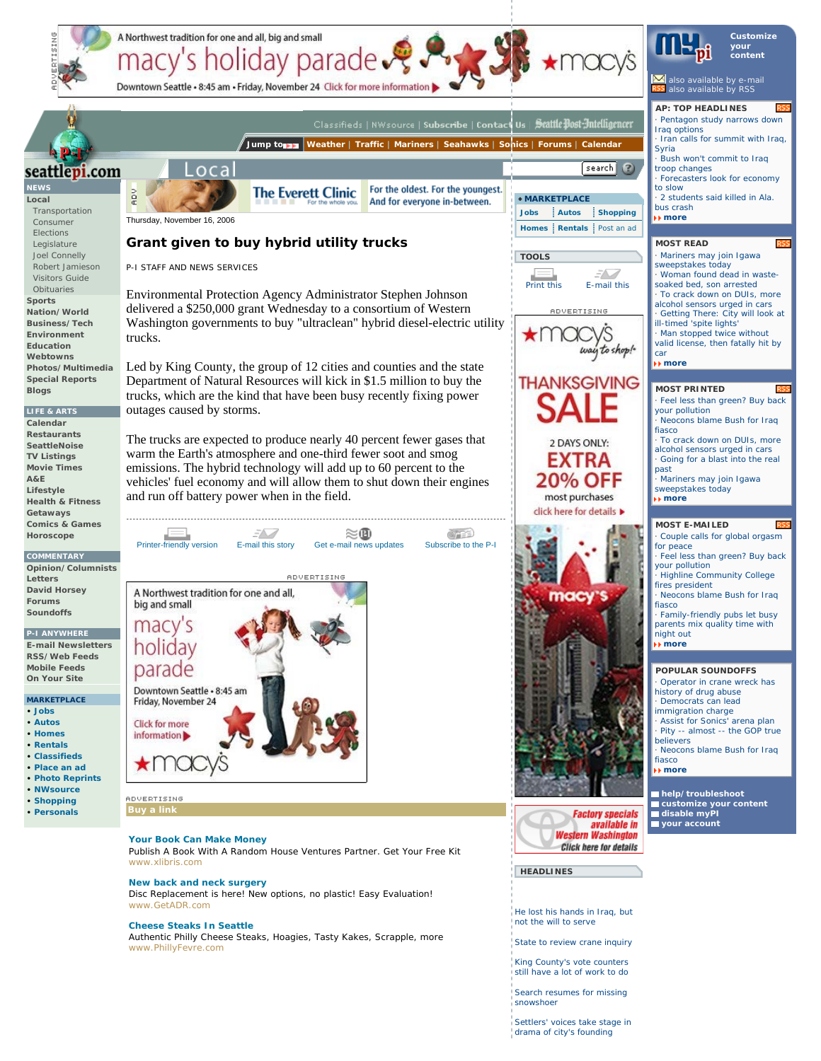Thursday, November 16, 2006

# Grant given to buy hybrid utility trucks

P-I STAFF AND NEWS SERVICES

Environmental Protection Agency Administrator Stephen Johnson delivered a $250,000 grant Wednesday to a consortium of Western Washington governments to buy "ultraclean" hybrid diesel-electric utility trucks.

Led by King County, the group of 12 cities and counties and the state Department of Natural Resources will kick in $1.5 million to buy the trucks, which are the kind that have been busy recently fixing power outages caused by storms.

The trucks are expected to produce nearly 40 percent fewer gases that warm the Earth's atmosphere and one-third fewer soot and smog emissions. The hybrid technology will add up to 60 percent to the vehicles' fuel economy and will allow them to shut down their engines and run off battery power when in the field.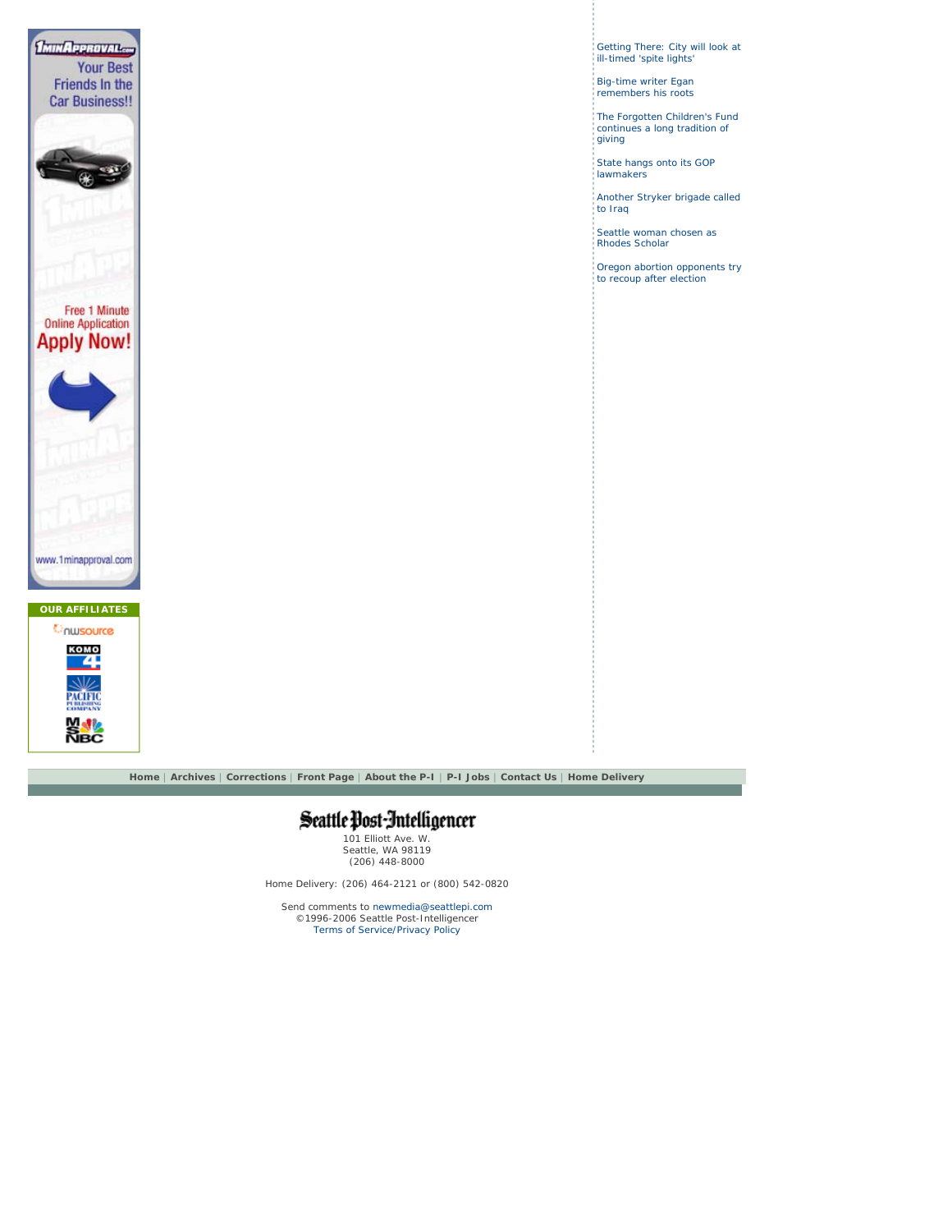Getting There: City will look at ill-timed 'spite lights'

Big-time writer Egan remembers his roots

The Forgotten Children's Fund continues a long tradition of giving

State hangs onto its GOP lawmakers

Another Stryker brigade called to Iraq

Seattle woman chosen as Rhodes Scholar

Oregon abortion opponents try to recoup after election

**OUR AFFILIATES**

**Home** | **Archives** | **Corrections** | **Front Page** | **About the P-I** | **P-I Jobs** | **Contact Us** | **Home Delivery**

Seattle Post-Intelligencer
101 Elliott Ave. W.
Seattle, WA 98119
(206) 448-8000

Home Delivery: (206) 464-2121 or (800) 542-0820

Send comments to newmedia@seattlepi.com
©1996-2006 Seattle Post-Intelligencer
Terms of Service/Privacy Policy